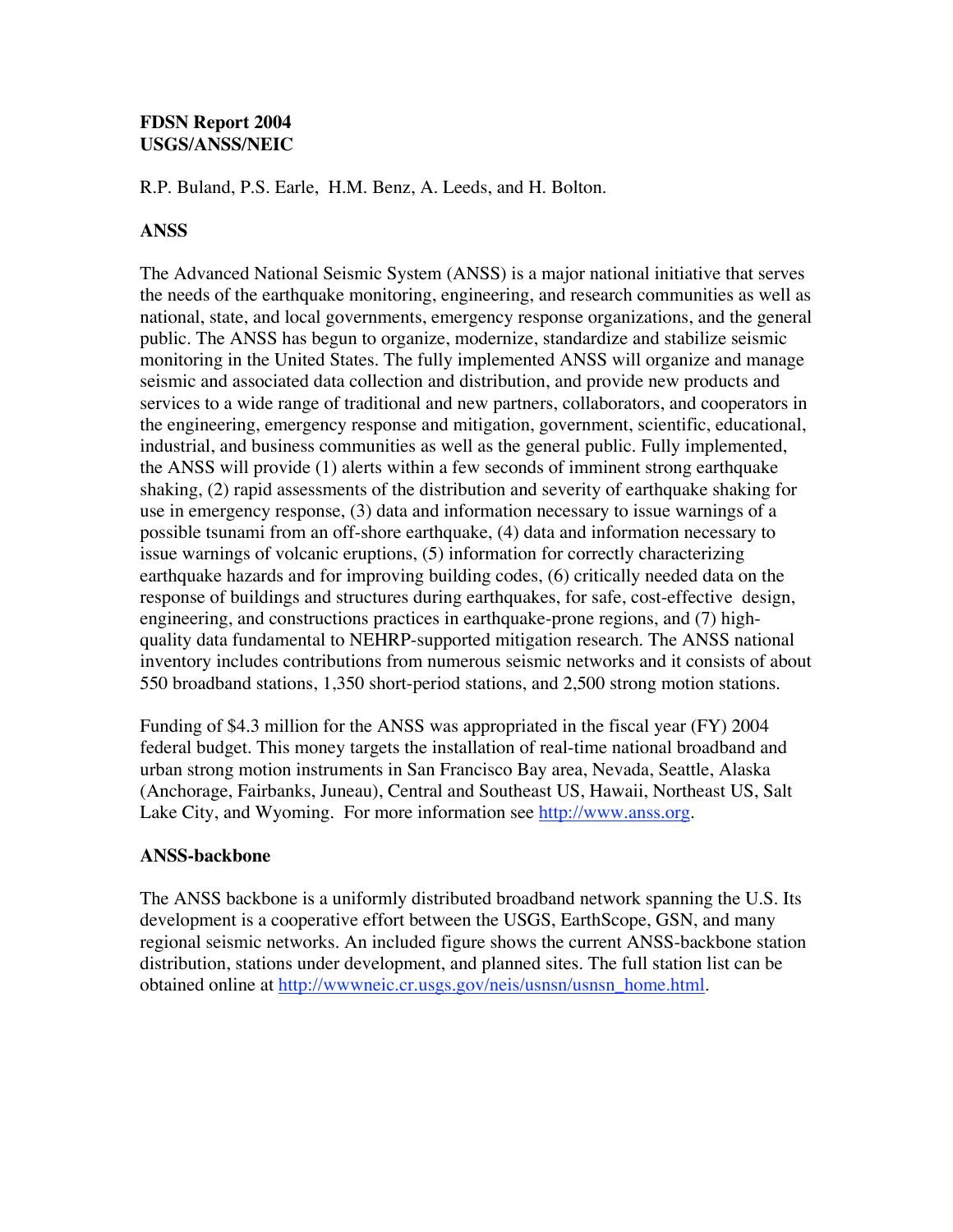**FDSN Report 2004**
**USGS/ANSS/NEIC**

R.P. Buland, P.S. Earle, H.M. Benz, A. Leeds, and H. Bolton.

## ANSS

The Advanced National Seismic System (ANSS) is a major national initiative that serves the needs of the earthquake monitoring, engineering, and research communities as well as national, state, and local governments, emergency response organizations, and the general public. The ANSS has begun to organize, modernize, standardize and stabilize seismic monitoring in the United States. The fully implemented ANSS will organize and manage seismic and associated data collection and distribution, and provide new products and services to a wide range of traditional and new partners, collaborators, and cooperators in the engineering, emergency response and mitigation, government, scientific, educational, industrial, and business communities as well as the general public. Fully implemented, the ANSS will provide (1) alerts within a few seconds of imminent strong earthquake shaking, (2) rapid assessments of the distribution and severity of earthquake shaking for use in emergency response, (3) data and information necessary to issue warnings of a possible tsunami from an off-shore earthquake, (4) data and information necessary to issue warnings of volcanic eruptions, (5) information for correctly characterizing earthquake hazards and for improving building codes, (6) critically needed data on the response of buildings and structures during earthquakes, for safe, cost-effective design, engineering, and constructions practices in earthquake-prone regions, and (7) high-quality data fundamental to NEHRP-supported mitigation research. The ANSS national inventory includes contributions from numerous seismic networks and it consists of about 550 broadband stations, 1,350 short-period stations, and 2,500 strong motion stations.

Funding of $4.3 million for the ANSS was appropriated in the fiscal year (FY) 2004 federal budget. This money targets the installation of real-time national broadband and urban strong motion instruments in San Francisco Bay area, Nevada, Seattle, Alaska (Anchorage, Fairbanks, Juneau), Central and Southeast US, Hawaii, Northeast US, Salt Lake City, and Wyoming. For more information see http://www.anss.org.

## ANSS-backbone

The ANSS backbone is a uniformly distributed broadband network spanning the U.S. Its development is a cooperative effort between the USGS, EarthScope, GSN, and many regional seismic networks. An included figure shows the current ANSS-backbone station distribution, stations under development, and planned sites. The full station list can be obtained online at http://wwwneic.cr.usgs.gov/neis/usnsn/usnsn_home.html.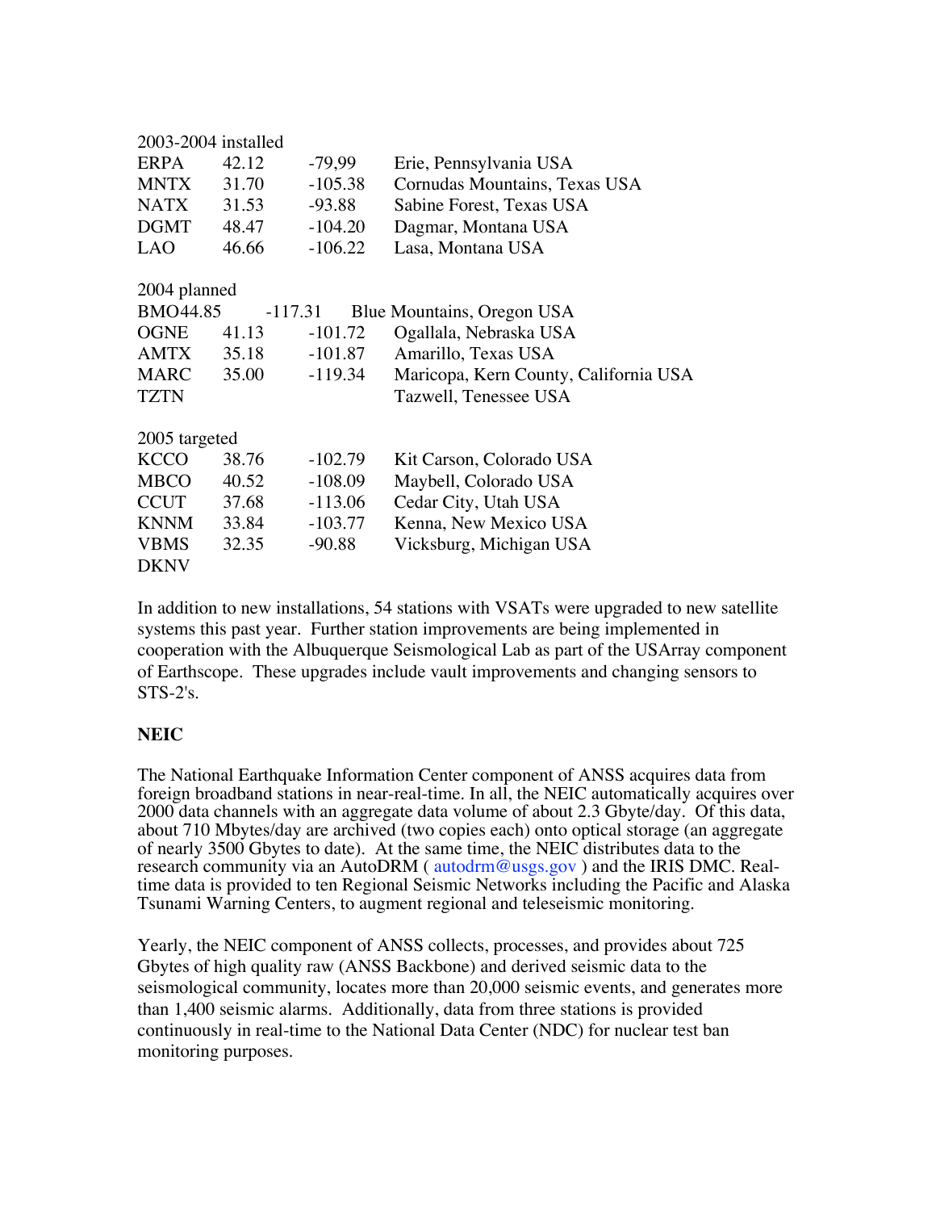2003-2004 installed

| | | | |
|---|---|---|---|
| ERPA | 42.12 | -79,99 | Erie, Pennsylvania USA |
| MNTX | 31.70 | -105.38 | Cornudas Mountains, Texas USA |
| NATX | 31.53 | -93.88 | Sabine Forest, Texas USA |
| DGMT | 48.47 | -104.20 | Dagmar, Montana USA |
| LAO | 46.66 | -106.22 | Lasa, Montana USA |

2004 planned

| | | | |
|---|---|---|---|
| BMO | 44.85 | -117.31 | Blue Mountains, Oregon USA |
| OGNE | 41.13 | -101.72 | Ogallala, Nebraska USA |
| AMTX | 35.18 | -101.87 | Amarillo, Texas USA |
| MARC | 35.00 | -119.34 | Maricopa, Kern County, California USA |
| TZTN | | | Tazwell, Tenessee USA |

2005 targeted

| | | | |
|---|---|---|---|
| KCCO | 38.76 | -102.79 | Kit Carson, Colorado USA |
| MBCO | 40.52 | -108.09 | Maybell, Colorado USA |
| CCUT | 37.68 | -113.06 | Cedar City, Utah USA |
| KNNM | 33.84 | -103.77 | Kenna, New Mexico USA |
| VBMS | 32.35 | -90.88 | Vicksburg, Michigan USA |
| DKNV | | | |

In addition to new installations, 54 stations with VSATs were upgraded to new satellite systems this past year. Further station improvements are being implemented in cooperation with the Albuquerque Seismological Lab as part of the USArray component of Earthscope. These upgrades include vault improvements and changing sensors to STS-2's.

**NEIC**

The National Earthquake Information Center component of ANSS acquires data from foreign broadband stations in near-real-time. In all, the NEIC automatically acquires over 2000 data channels with an aggregate data volume of about 2.3 Gbyte/day. Of this data, about 710 Mbytes/day are archived (two copies each) onto optical storage (an aggregate of nearly 3500 Gbytes to date). At the same time, the NEIC distributes data to the research community via an AutoDRM ( autodrm@usgs.gov ) and the IRIS DMC. Real-time data is provided to ten Regional Seismic Networks including the Pacific and Alaska Tsunami Warning Centers, to augment regional and teleseismic monitoring.

Yearly, the NEIC component of ANSS collects, processes, and provides about 725 Gbytes of high quality raw (ANSS Backbone) and derived seismic data to the seismological community, locates more than 20,000 seismic events, and generates more than 1,400 seismic alarms. Additionally, data from three stations is provided continuously in real-time to the National Data Center (NDC) for nuclear test ban monitoring purposes.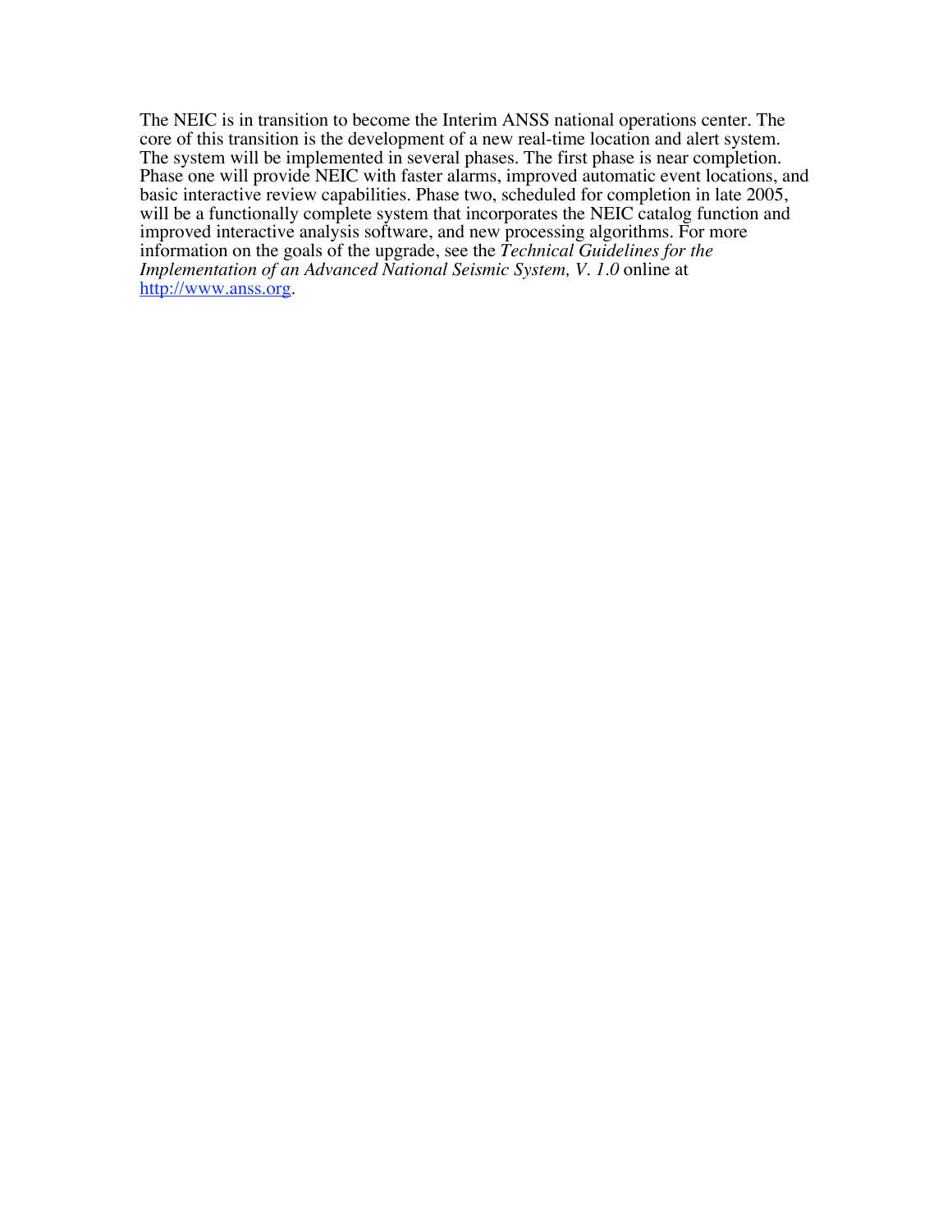The NEIC is in transition to become the Interim ANSS national operations center. The core of this transition is the development of a new real-time location and alert system. The system will be implemented in several phases. The first phase is near completion. Phase one will provide NEIC with faster alarms, improved automatic event locations, and basic interactive review capabilities. Phase two, scheduled for completion in late 2005, will be a functionally complete system that incorporates the NEIC catalog function and improved interactive analysis software, and new processing algorithms. For more information on the goals of the upgrade, see the *Technical Guidelines for the Implementation of an Advanced National Seismic System, V. 1.0* online at [http://www.anss.org](http://www.anss.org).